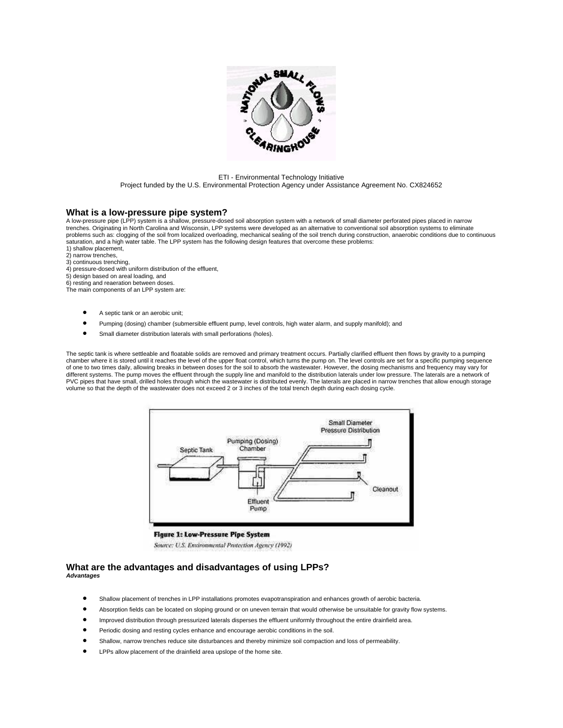ETI - Environmental Technology Initiative
Project funded by the U.S. Environmental Protection Agency under Assistance Agreement No. CX824652

## What is a low-pressure pipe system?

A low-pressure pipe (LPP) system is a shallow, pressure-dosed soil absorption system with a network of small diameter perforated pipes placed in narrow trenches. Originating in North Carolina and Wisconsin, LPP systems were developed as an alternative to conventional soil absorption systems to eliminate problems such as: clogging of the soil from localized overloading, mechanical sealing of the soil trench during construction, anaerobic conditions due to continuous saturation, and a high water table. The LPP system has the following design features that overcome these problems:
1) shallow placement,
2) narrow trenches,
3) continuous trenching,
4) pressure-dosed with uniform distribution of the effluent,
5) design based on areal loading, and
6) resting and reaeration between doses.
The main components of an LPP system are:

- A septic tank or an aerobic unit;
- Pumping (dosing) chamber (submersible effluent pump, level controls, high water alarm, and supply manifold); and
- Small diameter distribution laterals with small perforations (holes).

The septic tank is where settleable and floatable solids are removed and primary treatment occurs. Partially clarified effluent then flows by gravity to a pumping chamber where it is stored until it reaches the level of the upper float control, which turns the pump on. The level controls are set for a specific pumping sequence of one to two times daily, allowing breaks in between doses for the soil to absorb the wastewater. However, the dosing mechanisms and frequency may vary for different systems. The pump moves the effluent through the supply line and manifold to the distribution laterals under low pressure. The laterals are a network of PVC pipes that have small, drilled holes through which the wastewater is distributed evenly. The laterals are placed in narrow trenches that allow enough storage volume so that the depth of the wastewater does not exceed 2 or 3 inches of the total trench depth during each dosing cycle.

**Figure 1: Low-Pressure Pipe System**
*Source: U.S. Environmental Protection Agency (1992)*

## What are the advantages and disadvantages of using LPPs?

***Advantages***

- Shallow placement of trenches in LPP installations promotes evapotranspiration and enhances growth of aerobic bacteria.
- Absorption fields can be located on sloping ground or on uneven terrain that would otherwise be unsuitable for gravity flow systems.
- Improved distribution through pressurized laterals disperses the effluent uniformly throughout the entire drainfield area.
- Periodic dosing and resting cycles enhance and encourage aerobic conditions in the soil.
- Shallow, narrow trenches reduce site disturbances and thereby minimize soil compaction and loss of permeability.
- LPPs allow placement of the drainfield area upslope of the home site.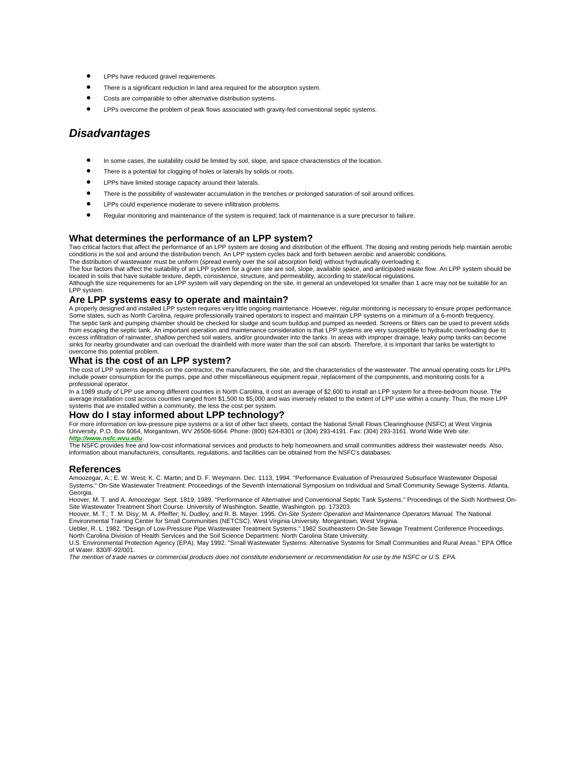- LPPs have reduced gravel requirements.
- There is a significant reduction in land area required for the absorption system.
- Costs are comparable to other alternative distribution systems.
- LPPs overcome the problem of peak flows associated with gravity-fed conventional septic systems.

## *Disadvantages*

- In some cases, the suitability could be limited by soil, slope, and space characteristics of the location.
- There is a potential for clogging of holes or laterals by solids or roots.
- LPPs have limited storage capacity around their laterals.
- There is the possibility of wastewater accumulation in the trenches or prolonged saturation of soil around orifices.
- LPPs could experience moderate to severe infiltration problems.
- Regular monitoring and maintenance of the system is required; lack of maintenance is a sure precursor to failure.

### What determines the performance of an LPP system?

Two critical factors that affect the performance of an LPP system are dosing and distribution of the effluent. The dosing and resting periods help maintain aerobic conditions in the soil and around the distribution trench. An LPP system cycles back and forth between aerobic and anaerobic conditions.

The distribution of wastewater must be uniform (spread evenly over the soil absorption field) without hydraulically overloading it.

The four factors that affect the suitability of an LPP system for a given site are soil, slope, available space, and anticipated waste flow. An LPP system should be located in soils that have suitable texture, depth, consistence, structure, and permeability, according to state/local regulations.

Although the size requirements for an LPP system will vary depending on the site, in general an undeveloped lot smaller than 1 acre may not be suitable for an LPP system.

### Are LPP systems easy to operate and maintain?

A properly designed and installed LPP system requires very little ongoing maintenance. However, regular monitoring is necessary to ensure proper performance. Some states, such as North Carolina, require professionally trained operators to inspect and maintain LPP systems on a minimum of a 6-month frequency.

The septic tank and pumping chamber should be checked for sludge and scum buildup and pumped as needed. Screens or filters can be used to prevent solids from escaping the septic tank. An important operation and maintenance consideration is that LPP systems are very susceptible to hydraulic overloading due to excess infiltration of rainwater, shallow perched soil waters, and/or groundwater into the tanks. In areas with improper drainage, leaky pump tanks can become sinks for nearby groundwater and can overload the drainfield with more water than the soil can absorb. Therefore, it is important that tanks be watertight to overcome this potential problem.

### What is the cost of an LPP system?

The cost of LPP systems depends on the contractor, the manufacturers, the site, and the characteristics of the wastewater. The annual operating costs for LPPs include power consumption for the pumps, pipe and other miscellaneous equipment repair, replacement of the components, and monitoring costs for a professional operator.

In a 1989 study of LPP use among different counties in North Carolina, it cost an average of $2,600 to install an LPP system for a three-bedroom house. The average installation cost across counties ranged from $1,500 to $5,000 and was inversely related to the extent of LPP use within a county. Thus, the more LPP systems that are installed within a community, the less the cost per system.

### How do I stay informed about LPP technology?

For more information on low-pressure pipe systems or a list of other fact sheets, contact the National Small Flows Clearinghouse (NSFC) at West Virginia University, P.O. Box 6064, Morgantown, WV 26506-6064. Phone: (800) 624-8301 or (304) 293-4191. Fax: (304) 293-3161. World Wide Web site: ***http://www.nsfc.wvu.edu***.

The NSFC provides free and low-cost informational services and products to help homeowners and small communities address their wastewater needs. Also, information about manufacturers, consultants, regulations, and facilities can be obtained from the NSFC's databases.

### References

Amoozegar, A.; E. W. West; K. C. Martin; and D. F. Weymann. Dec. 1113, 1994. "Performance Evaluation of Pressurized Subsurface Wastewater Disposal Systems." On-Site Wastewater Treatment: Proceedings of the Seventh International Symposium on Individual and Small Community Sewage Systems. Atlanta, Georgia.

Hoover, M. T. and A. Amoozegar. Sept. 1819, 1989. "Performance of Alternative and Conventional Septic Tank Systems." Proceedings of the Sixth Northwest On-Site Wastewater Treatment Short Course. University of Washington. Seattle, Washington. pp. 173203.

Hoover, M. T.; T. M. Disy; M. A. Pfeiffer; N. Dudley; and R. B. Mayer. 1995. *On-Site System Operation and Maintenance Operators Manual.* The National Environmental Training Center for Small Communities (NETCSC). West Virginia University. Morgantown, West Virginia.

Uebler, R. L. 1982. "Design of Low-Pressure Pipe Wastewater Treatment Systems." 1982 Southeastern On-Site Sewage Treatment Conference Proceedings. North Carolina Division of Health Services and the Soil Science Department. North Carolina State University.

U.S. Environmental Protection Agency (EPA). May 1992. "Small Wastewater Systems: Alternative Systems for Small Communities and Rural Areas." EPA Office of Water. 830/F-92/001.

*The mention of trade names or commercial products does not constitute endorsement or recommendation for use by the NSFC or U.S. EPA.*